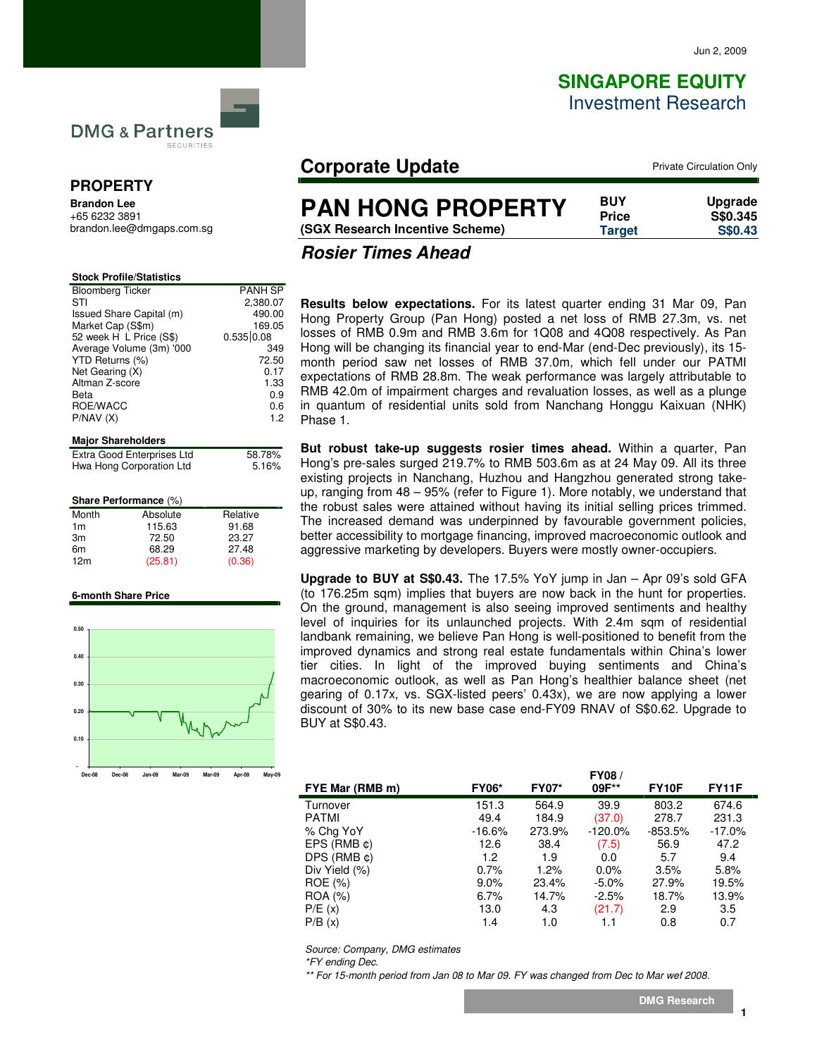Jun 2, 2009

**SINGAPORE EQUITY**
Investment Research

DMG & Partners SECURITIES

## PROPERTY

**Brandon Lee**
+65 6232 3891
brandon.lee@dmgaps.com.sg

# Corporate Update

Private Circulation Only

# PAN HONG PROPERTY

**(SGX Research Incentive Scheme)**

| | |
|---|---|
| **BUY** | **Upgrade** |
| **Price** | **S$0.345** |
| **Target** | **S$0.43** |

## *Rosier Times Ahead*

**Stock Profile/Statistics**

| | |
|---|---|
| Bloomberg Ticker | PANH SP |
| STI | 2,380.07 |
| Issued Share Capital (m) | 490.00 |
| Market Cap (S$m) | 169.05 |
| 52 week H L Price (S$) | 0.535\|0.08 |
| Average Volume (3m) '000 | 349 |
| YTD Returns (%) | 72.50 |
| Net Gearing (X) | 0.17 |
| Altman Z-score | 1.33 |
| Beta | 0.9 |
| ROE/WACC | 0.6 |
| P/NAV (X) | 1.2 |

**Major Shareholders**

| | |
|---|---|
| Extra Good Enterprises Ltd | 58.78% |
| Hwa Hong Corporation Ltd | 5.16% |

**Share Performance** (%)

| Month | Absolute | Relative |
|---|---|---|
| 1m | 115.63 | 91.68 |
| 3m | 72.50 | 23.27 |
| 6m | 68.29 | 27.48 |
| 12m | (25.81) | (0.36) |

**6-month Share Price**

**Results below expectations.** For its latest quarter ending 31 Mar 09, Pan Hong Property Group (Pan Hong) posted a net loss of RMB 27.3m, vs. net losses of RMB 0.9m and RMB 3.6m for 1Q08 and 4Q08 respectively. As Pan Hong will be changing its financial year to end-Mar (end-Dec previously), its 15-month period saw net losses of RMB 37.0m, which fell under our PATMI expectations of RMB 28.8m. The weak performance was largely attributable to RMB 42.0m of impairment charges and revaluation losses, as well as a plunge in quantum of residential units sold from Nanchang Honggu Kaixuan (NHK) Phase 1.

**But robust take-up suggests rosier times ahead.** Within a quarter, Pan Hong's pre-sales surged 219.7% to RMB 503.6m as at 24 May 09. All its three existing projects in Nanchang, Huzhou and Hangzhou generated strong take-up, ranging from 48 – 95% (refer to Figure 1). More notably, we understand that the robust sales were attained without having its initial selling prices trimmed. The increased demand was underpinned by favourable government policies, better accessibility to mortgage financing, improved macroeconomic outlook and aggressive marketing by developers. Buyers were mostly owner-occupiers.

**Upgrade to BUY at S$0.43.** The 17.5% YoY jump in Jan – Apr 09's sold GFA (to 176.25m sqm) implies that buyers are now back in the hunt for properties. On the ground, management is also seeing improved sentiments and healthy level of inquiries for its unlaunched projects. With 2.4m sqm of residential landbank remaining, we believe Pan Hong is well-positioned to benefit from the improved dynamics and strong real estate fundamentals within China's lower tier cities. In light of the improved buying sentiments and China's macroeconomic outlook, as well as Pan Hong's healthier balance sheet (net gearing of 0.17x, vs. SGX-listed peers' 0.43x), we are now applying a lower discount of 30% to its new base case end-FY09 RNAV of S$0.62. Upgrade to BUY at S$0.43.

| FYE Mar (RMB m) | FY06* | FY07* | FY08 / 09F** | FY10F | FY11F |
|---|---|---|---|---|---|
| Turnover | 151.3 | 564.9 | 39.9 | 803.2 | 674.6 |
| PATMI | 49.4 | 184.9 | (37.0) | 278.7 | 231.3 |
| % Chg YoY | -16.6% | 273.9% | -120.0% | -853.5% | -17.0% |
| EPS (RMB ¢) | 12.6 | 38.4 | (7.5) | 56.9 | 47.2 |
| DPS (RMB ¢) | 1.2 | 1.9 | 0.0 | 5.7 | 9.4 |
| Div Yield (%) | 0.7% | 1.2% | 0.0% | 3.5% | 5.8% |
| ROE (%) | 9.0% | 23.4% | -5.0% | 27.9% | 19.5% |
| ROA (%) | 6.7% | 14.7% | -2.5% | 18.7% | 13.9% |
| P/E (x) | 13.0 | 4.3 | (21.7) | 2.9 | 3.5 |
| P/B (x) | 1.4 | 1.0 | 1.1 | 0.8 | 0.7 |

*Source: Company, DMG estimates*
*\*FY ending Dec.*
*\*\* For 15-month period from Jan 08 to Mar 09. FY was changed from Dec to Mar wef 2008.*

DMG Research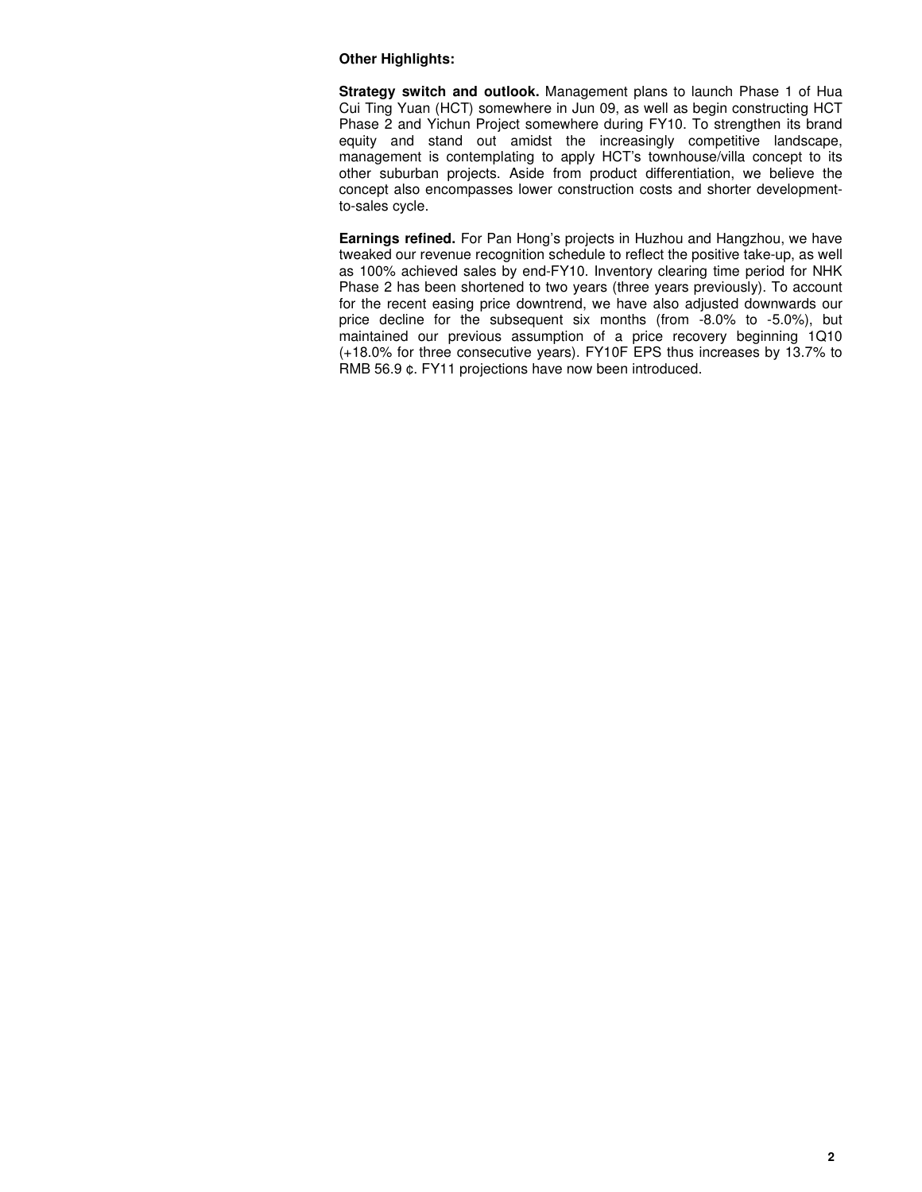**Other Highlights:**

**Strategy switch and outlook.** Management plans to launch Phase 1 of Hua Cui Ting Yuan (HCT) somewhere in Jun 09, as well as begin constructing HCT Phase 2 and Yichun Project somewhere during FY10. To strengthen its brand equity and stand out amidst the increasingly competitive landscape, management is contemplating to apply HCT's townhouse/villa concept to its other suburban projects. Aside from product differentiation, we believe the concept also encompasses lower construction costs and shorter development-to-sales cycle.

**Earnings refined.** For Pan Hong's projects in Huzhou and Hangzhou, we have tweaked our revenue recognition schedule to reflect the positive take-up, as well as 100% achieved sales by end-FY10. Inventory clearing time period for NHK Phase 2 has been shortened to two years (three years previously). To account for the recent easing price downtrend, we have also adjusted downwards our price decline for the subsequent six months (from -8.0% to -5.0%), but maintained our previous assumption of a price recovery beginning 1Q10 (+18.0% for three consecutive years). FY10F EPS thus increases by 13.7% to RMB 56.9 ¢. FY11 projections have now been introduced.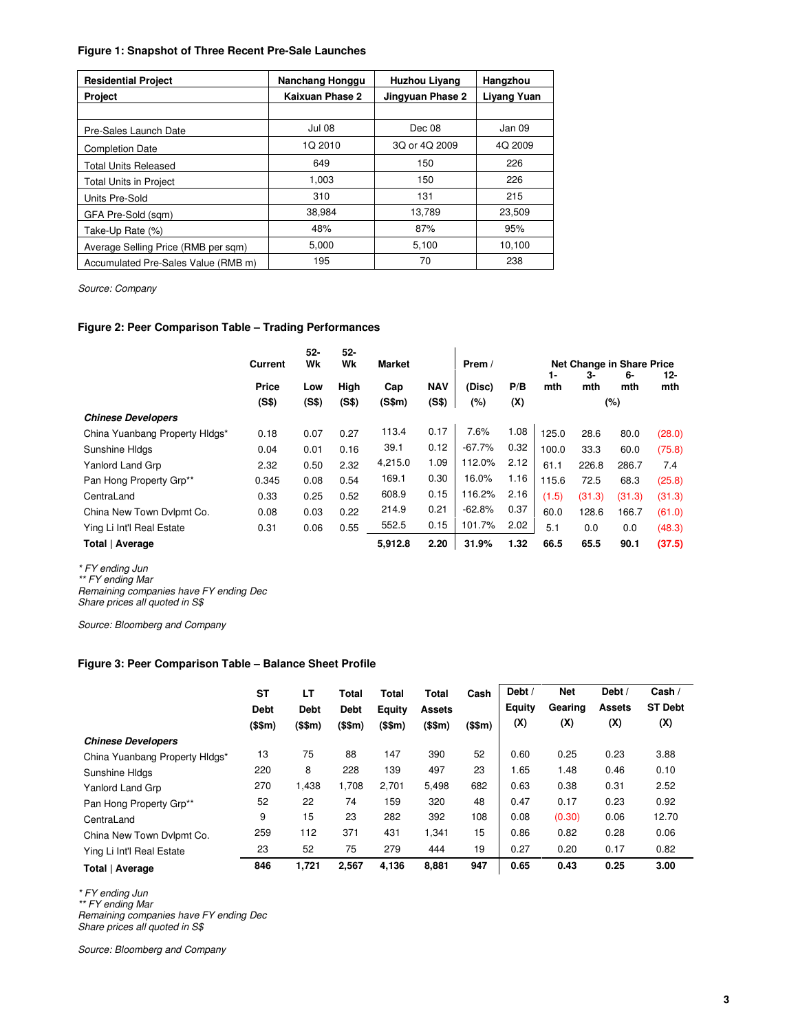**Figure 1: Snapshot of Three Recent Pre-Sale Launches**

| Residential Project<br>Project | Nanchang Honggu<br>Kaixuan Phase 2 | Huzhou Liyang<br>Jingyuan Phase 2 | Hangzhou<br>Liyang Yuan |
|---|---|---|---|
| Pre-Sales Launch Date | Jul 08 | Dec 08 | Jan 09 |
| Completion Date | 1Q 2010 | 3Q or 4Q 2009 | 4Q 2009 |
| Total Units Released | 649 | 150 | 226 |
| Total Units in Project | 1,003 | 150 | 226 |
| Units Pre-Sold | 310 | 131 | 215 |
| GFA Pre-Sold (sqm) | 38,984 | 13,789 | 23,509 |
| Take-Up Rate (%) | 48% | 87% | 95% |
| Average Selling Price (RMB per sqm) | 5,000 | 5,100 | 10,100 |
| Accumulated Pre-Sales Value (RMB m) | 195 | 70 | 238 |

*Source: Company*

**Figure 2: Peer Comparison Table – Trading Performances**

| | Current Price (S$) | 52-Wk Low (S$) | 52-Wk High (S$) | Market Cap (S$m) | NAV (S$) | Prem / (Disc) (%) | P/B (X) | Net Change in Share Price (%) 1-mth | 3-mth | 6-mth | 12-mth |
|---|---|---|---|---|---|---|---|---|---|---|---|
| ***Chinese Developers*** | | | | | | | | | | | |
| China Yuanbang Property Hldgs* | 0.18 | 0.07 | 0.27 | 113.4 | 0.17 | 7.6% | 1.08 | 125.0 | 28.6 | 80.0 | (28.0) |
| Sunshine Hldgs | 0.04 | 0.01 | 0.16 | 39.1 | 0.12 | -67.7% | 0.32 | 100.0 | 33.3 | 60.0 | (75.8) |
| Yanlord Land Grp | 2.32 | 0.50 | 2.32 | 4,215.0 | 1.09 | 112.0% | 2.12 | 61.1 | 226.8 | 286.7 | 7.4 |
| Pan Hong Property Grp** | 0.345 | 0.08 | 0.54 | 169.1 | 0.30 | 16.0% | 1.16 | 115.6 | 72.5 | 68.3 | (25.8) |
| CentraLand | 0.33 | 0.25 | 0.52 | 608.9 | 0.15 | 116.2% | 2.16 | (1.5) | (31.3) | (31.3) | (31.3) |
| China New Town Dvlpmt Co. | 0.08 | 0.03 | 0.22 | 214.9 | 0.21 | -62.8% | 0.37 | 60.0 | 128.6 | 166.7 | (61.0) |
| Ying Li Int'l Real Estate | 0.31 | 0.06 | 0.55 | 552.5 | 0.15 | 101.7% | 2.02 | 5.1 | 0.0 | 0.0 | (48.3) |
| **Total \| Average** | | | | **5,912.8** | **2.20** | **31.9%** | **1.32** | **66.5** | **65.5** | **90.1** | **(37.5)** |

*\* FY ending Jun*
*\*\* FY ending Mar*
*Remaining companies have FY ending Dec*
*Share prices all quoted in S$*

*Source: Bloomberg and Company*

**Figure 3: Peer Comparison Table – Balance Sheet Profile**

| | ST Debt (S$m) | LT Debt (S$m) | Total Debt (S$m) | Total Equity (S$m) | Total Assets (S$m) | Cash (S$m) | Debt / Equity (X) | Net Gearing (X) | Debt / Assets (X) | Cash / ST Debt (X) |
|---|---|---|---|---|---|---|---|---|---|---|
| ***Chinese Developers*** | | | | | | | | | | |
| China Yuanbang Property Hldgs* | 13 | 75 | 88 | 147 | 390 | 52 | 0.60 | 0.25 | 0.23 | 3.88 |
| Sunshine Hldgs | 220 | 8 | 228 | 139 | 497 | 23 | 1.65 | 1.48 | 0.46 | 0.10 |
| Yanlord Land Grp | 270 | 1,438 | 1,708 | 2,701 | 5,498 | 682 | 0.63 | 0.38 | 0.31 | 2.52 |
| Pan Hong Property Grp** | 52 | 22 | 74 | 159 | 320 | 48 | 0.47 | 0.17 | 0.23 | 0.92 |
| CentraLand | 9 | 15 | 23 | 282 | 392 | 108 | 0.08 | (0.30) | 0.06 | 12.70 |
| China New Town Dvlpmt Co. | 259 | 112 | 371 | 431 | 1,341 | 15 | 0.86 | 0.82 | 0.28 | 0.06 |
| Ying Li Int'l Real Estate | 23 | 52 | 75 | 279 | 444 | 19 | 0.27 | 0.20 | 0.17 | 0.82 |
| **Total \| Average** | **846** | **1,721** | **2,567** | **4,136** | **8,881** | **947** | **0.65** | **0.43** | **0.25** | **3.00** |

*\* FY ending Jun*
*\*\* FY ending Mar*
*Remaining companies have FY ending Dec*
*Share prices all quoted in S$*

*Source: Bloomberg and Company*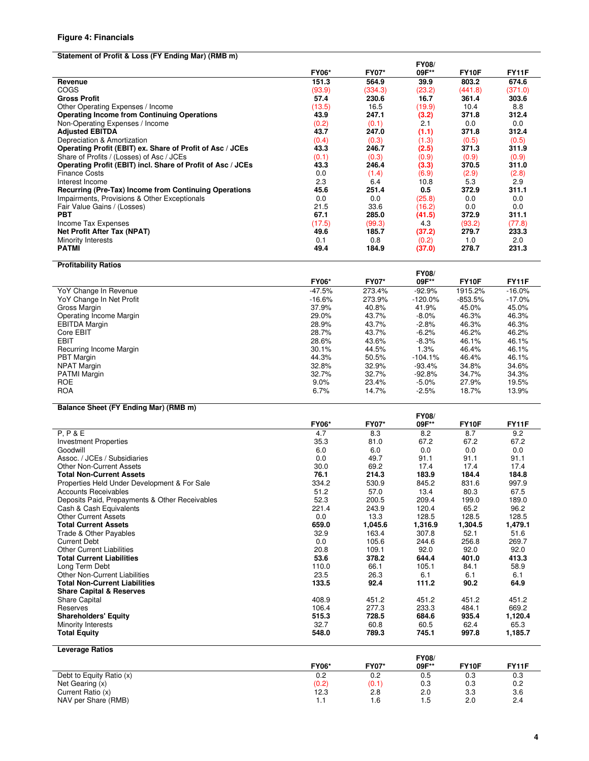**Figure 4: Financials**

| Statement of Profit & Loss (FY Ending Mar) (RMB m) | FY06* | FY07* | FY08/ 09F** | FY10F | FY11F |
|---|---|---|---|---|---|
| **Revenue** | **151.3** | **564.9** | **39.9** | **803.2** | **674.6** |
| COGS | (93.9) | (334.3) | (23.2) | (441.8) | (371.0) |
| **Gross Profit** | **57.4** | **230.6** | **16.7** | **361.4** | **303.6** |
| Other Operating Expenses / Income | (13.5) | 16.5 | (19.9) | 10.4 | 8.8 |
| **Operating Income from Continuing Operations** | **43.9** | **247.1** | **(3.2)** | **371.8** | **312.4** |
| Non-Operating Expenses / Income | (0.2) | (0.1) | 2.1 | 0.0 | 0.0 |
| **Adjusted EBITDA** | **43.7** | **247.0** | **(1.1)** | **371.8** | **312.4** |
| Depreciation & Amortization | (0.4) | (0.3) | (1.3) | (0.5) | (0.5) |
| **Operating Profit (EBIT) ex. Share of Profit of Asc / JCEs** | **43.3** | **246.7** | **(2.5)** | **371.3** | **311.9** |
| Share of Profits / (Losses) of Asc / JCEs | (0.1) | (0.3) | (0.9) | (0.9) | (0.9) |
| **Operating Profit (EBIT) incl. Share of Profit of Asc / JCEs** | **43.3** | **246.4** | **(3.3)** | **370.5** | **311.0** |
| Finance Costs | 0.0 | (1.4) | (6.9) | (2.9) | (2.8) |
| Interest Income | 2.3 | 6.4 | 10.8 | 5.3 | 2.9 |
| **Recurring (Pre-Tax) Income from Continuing Operations** | **45.6** | **251.4** | **0.5** | **372.9** | **311.1** |
| Impairments, Provisions & Other Exceptionals | 0.0 | 0.0 | (25.8) | 0.0 | 0.0 |
| Fair Value Gains / (Losses) | 21.5 | 33.6 | (16.2) | 0.0 | 0.0 |
| **PBT** | **67.1** | **285.0** | **(41.5)** | **372.9** | **311.1** |
| Income Tax Expenses | (17.5) | (99.3) | 4.3 | (93.2) | (77.8) |
| **Net Profit After Tax (NPAT)** | **49.6** | **185.7** | **(37.2)** | **279.7** | **233.3** |
| Minority Interests | 0.1 | 0.8 | (0.2) | 1.0 | 2.0 |
| **PATMI** | **49.4** | **184.9** | **(37.0)** | **278.7** | **231.3** |

| Profitability Ratios | FY06* | FY07* | FY08/ 09F** | FY10F | FY11F |
|---|---|---|---|---|---|
| YoY Change In Revenue | -47.5% | 273.4% | -92.9% | 1915.2% | -16.0% |
| YoY Change In Net Profit | -16.6% | 273.9% | -120.0% | -853.5% | -17.0% |
| Gross Margin | 37.9% | 40.8% | 41.9% | 45.0% | 45.0% |
| Operating Income Margin | 29.0% | 43.7% | -8.0% | 46.3% | 46.3% |
| EBITDA Margin | 28.9% | 43.7% | -2.8% | 46.3% | 46.3% |
| Core EBIT | 28.7% | 43.7% | -6.2% | 46.2% | 46.2% |
| EBIT | 28.6% | 43.6% | -8.3% | 46.1% | 46.1% |
| Recurring Income Margin | 30.1% | 44.5% | 1.3% | 46.4% | 46.1% |
| PBT Margin | 44.3% | 50.5% | -104.1% | 46.4% | 46.1% |
| NPAT Margin | 32.8% | 32.9% | -93.4% | 34.8% | 34.6% |
| PATMI Margin | 32.7% | 32.7% | -92.8% | 34.7% | 34.3% |
| ROE | 9.0% | 23.4% | -5.0% | 27.9% | 19.5% |
| ROA | 6.7% | 14.7% | -2.5% | 18.7% | 13.9% |

| Balance Sheet (FY Ending Mar) (RMB m) | FY06* | FY07* | FY08/ 09F** | FY10F | FY11F |
|---|---|---|---|---|---|
| P, P & E | 4.7 | 8.3 | 8.2 | 8.7 | 9.2 |
| Investment Properties | 35.3 | 81.0 | 67.2 | 67.2 | 67.2 |
| Goodwill | 6.0 | 6.0 | 0.0 | 0.0 | 0.0 |
| Assoc. / JCEs / Subsidiaries | 0.0 | 49.7 | 91.1 | 91.1 | 91.1 |
| Other Non-Current Assets | 30.0 | 69.2 | 17.4 | 17.4 | 17.4 |
| **Total Non-Current Assets** | **76.1** | **214.3** | **183.9** | **184.4** | **184.8** |
| Properties Held Under Development & For Sale | 334.2 | 530.9 | 845.2 | 831.6 | 997.9 |
| Accounts Receivables | 51.2 | 57.0 | 13.4 | 80.3 | 67.5 |
| Deposits Paid, Prepayments & Other Receivables | 52.3 | 200.5 | 209.4 | 199.0 | 189.0 |
| Cash & Cash Equivalents | 221.4 | 243.9 | 120.4 | 65.2 | 96.2 |
| Other Current Assets | 0.0 | 13.3 | 128.5 | 128.5 | 128.5 |
| **Total Current Assets** | **659.0** | **1,045.6** | **1,316.9** | **1,304.5** | **1,479.1** |
| Trade & Other Payables | 32.9 | 163.4 | 307.8 | 52.1 | 51.6 |
| Current Debt | 0.0 | 105.6 | 244.6 | 256.8 | 269.7 |
| Other Current Liabilities | 20.8 | 109.1 | 92.0 | 92.0 | 92.0 |
| **Total Current Liabilities** | **53.6** | **378.2** | **644.4** | **401.0** | **413.3** |
| Long Term Debt | 110.0 | 66.1 | 105.1 | 84.1 | 58.9 |
| Other Non-Current Liabilities | 23.5 | 26.3 | 6.1 | 6.1 | 6.1 |
| **Total Non-Current Liabilities** | **133.5** | **92.4** | **111.2** | **90.2** | **64.9** |
| **Share Capital & Reserves** | | | | | |
| Share Capital | 408.9 | 451.2 | 451.2 | 451.2 | 451.2 |
| Reserves | 106.4 | 277.3 | 233.3 | 484.1 | 669.2 |
| **Shareholders' Equity** | **515.3** | **728.5** | **684.6** | **935.4** | **1,120.4** |
| Minority Interests | 32.7 | 60.8 | 60.5 | 62.4 | 65.3 |
| **Total Equity** | **548.0** | **789.3** | **745.1** | **997.8** | **1,185.7** |

| Leverage Ratios | FY06* | FY07* | FY08/ 09F** | FY10F | FY11F |
|---|---|---|---|---|---|
| Debt to Equity Ratio (x) | 0.2 | 0.2 | 0.5 | 0.3 | 0.3 |
| Net Gearing (x) | (0.2) | (0.1) | 0.3 | 0.3 | 0.2 |
| Current Ratio (x) | 12.3 | 2.8 | 2.0 | 3.3 | 3.6 |
| NAV per Share (RMB) | 1.1 | 1.6 | 1.5 | 2.0 | 2.4 |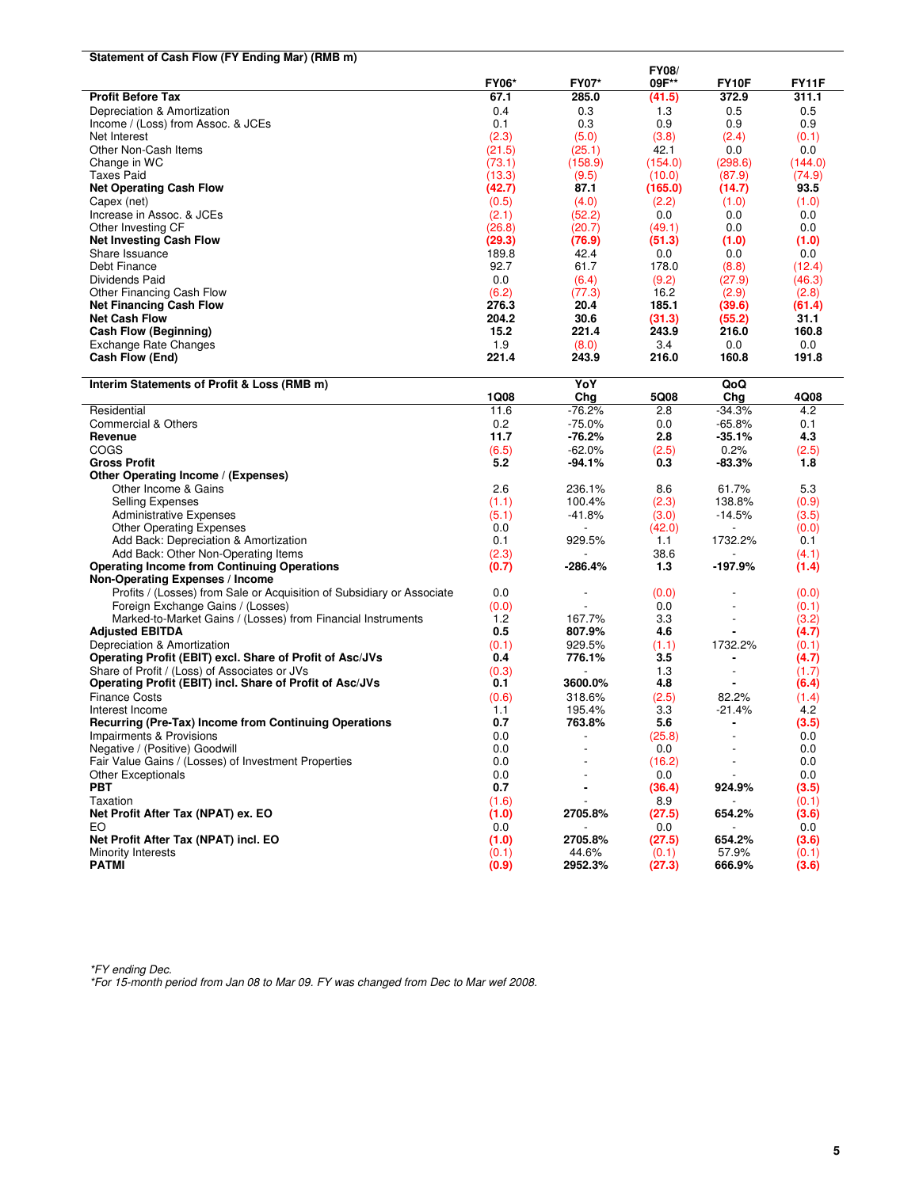| Statement of Cash Flow (FY Ending Mar) (RMB m) | FY06* | FY07* | FY08/ 09F** | FY10F | FY11F |
|---|---|---|---|---|---|
| **Profit Before Tax** | **67.1** | **285.0** | **(41.5)** | **372.9** | **311.1** |
| Depreciation & Amortization | 0.4 | 0.3 | 1.3 | 0.5 | 0.5 |
| Income / (Loss) from Assoc. & JCEs | 0.1 | 0.3 | 0.9 | 0.9 | 0.9 |
| Net Interest | (2.3) | (5.0) | (3.8) | (2.4) | (0.1) |
| Other Non-Cash Items | (21.5) | (25.1) | 42.1 | 0.0 | 0.0 |
| Change in WC | (73.1) | (158.9) | (154.0) | (298.6) | (144.0) |
| Taxes Paid | (13.3) | (9.5) | (10.0) | (87.9) | (74.9) |
| **Net Operating Cash Flow** | **(42.7)** | **87.1** | **(165.0)** | **(14.7)** | **93.5** |
| Capex (net) | (0.5) | (4.0) | (2.2) | (1.0) | (1.0) |
| Increase in Assoc. & JCEs | (2.1) | (52.2) | 0.0 | 0.0 | 0.0 |
| Other Investing CF | (26.8) | (20.7) | (49.1) | 0.0 | 0.0 |
| **Net Investing Cash Flow** | **(29.3)** | **(76.9)** | **(51.3)** | **(1.0)** | **(1.0)** |
| Share Issuance | 189.8 | 42.4 | 0.0 | 0.0 | 0.0 |
| Debt Finance | 92.7 | 61.7 | 178.0 | (8.8) | (12.4) |
| Dividends Paid | 0.0 | (6.4) | (9.2) | (27.9) | (46.3) |
| Other Financing Cash Flow | (6.2) | (77.3) | 16.2 | (2.9) | (2.8) |
| **Net Financing Cash Flow** | **276.3** | **20.4** | **185.1** | **(39.6)** | **(61.4)** |
| **Net Cash Flow** | **204.2** | **30.6** | **(31.3)** | **(55.2)** | **31.1** |
| **Cash Flow (Beginning)** | **15.2** | **221.4** | **243.9** | **216.0** | **160.8** |
| Exchange Rate Changes | 1.9 | (8.0) | 3.4 | 0.0 | 0.0 |
| **Cash Flow (End)** | **221.4** | **243.9** | **216.0** | **160.8** | **191.8** |

| Interim Statements of Profit & Loss (RMB m) | 1Q08 | YoY Chg | 5Q08 | QoQ Chg | 4Q08 |
|---|---|---|---|---|---|
| Residential | 11.6 | -76.2% | 2.8 | -34.3% | 4.2 |
| Commercial & Others | 0.2 | -75.0% | 0.0 | -65.8% | 0.1 |
| **Revenue** | **11.7** | **-76.2%** | **2.8** | **-35.1%** | **4.3** |
| COGS | (6.5) | -62.0% | (2.5) | 0.2% | (2.5) |
| **Gross Profit** | **5.2** | **-94.1%** | **0.3** | **-83.3%** | **1.8** |
| **Other Operating Income / (Expenses)** | | | | | |
| Other Income & Gains | 2.6 | 236.1% | 8.6 | 61.7% | 5.3 |
| Selling Expenses | (1.1) | 100.4% | (2.3) | 138.8% | (0.9) |
| Administrative Expenses | (5.1) | -41.8% | (3.0) | -14.5% | (3.5) |
| Other Operating Expenses | 0.0 | - | (42.0) | - | (0.0) |
| Add Back: Depreciation & Amortization | 0.1 | 929.5% | 1.1 | 1732.2% | 0.1 |
| Add Back: Other Non-Operating Items | (2.3) | - | 38.6 | - | (4.1) |
| **Operating Income from Continuing Operations** | **(0.7)** | **-286.4%** | **1.3** | **-197.9%** | **(1.4)** |
| **Non-Operating Expenses / Income** | | | | | |
| Profits / (Losses) from Sale or Acquisition of Subsidiary or Associate | 0.0 | - | (0.0) | - | (0.0) |
| Foreign Exchange Gains / (Losses) | (0.0) | - | 0.0 | - | (0.1) |
| Marked-to-Market Gains / (Losses) from Financial Instruments | 1.2 | 167.7% | 3.3 | - | (3.2) |
| **Adjusted EBITDA** | **0.5** | **807.9%** | **4.6** | **-** | **(4.7)** |
| Depreciation & Amortization | (0.1) | 929.5% | (1.1) | 1732.2% | (0.1) |
| **Operating Profit (EBIT) excl. Share of Profit of Asc/JVs** | **0.4** | **776.1%** | **3.5** | **-** | **(4.7)** |
| Share of Profit / (Loss) of Associates or JVs | (0.3) | - | 1.3 | - | (1.7) |
| **Operating Profit (EBIT) incl. Share of Profit of Asc/JVs** | **0.1** | **3600.0%** | **4.8** | **-** | **(6.4)** |
| Finance Costs | (0.6) | 318.6% | (2.5) | 82.2% | (1.4) |
| Interest Income | 1.1 | 195.4% | 3.3 | -21.4% | 4.2 |
| **Recurring (Pre-Tax) Income from Continuing Operations** | **0.7** | **763.8%** | **5.6** | **-** | **(3.5)** |
| Impairments & Provisions | 0.0 | - | (25.8) | - | 0.0 |
| Negative / (Positive) Goodwill | 0.0 | - | 0.0 | - | 0.0 |
| Fair Value Gains / (Losses) of Investment Properties | 0.0 | - | (16.2) | - | 0.0 |
| Other Exceptionals | 0.0 | - | 0.0 | - | 0.0 |
| **PBT** | **0.7** | **-** | **(36.4)** | **924.9%** | **(3.5)** |
| Taxation | (1.6) | - | 8.9 | - | (0.1) |
| **Net Profit After Tax (NPAT) ex. EO** | **(1.0)** | **2705.8%** | **(27.5)** | **654.2%** | **(3.6)** |
| EO | 0.0 | - | 0.0 | - | 0.0 |
| **Net Profit After Tax (NPAT) incl. EO** | **(1.0)** | **2705.8%** | **(27.5)** | **654.2%** | **(3.6)** |
| Minority Interests | (0.1) | 44.6% | (0.1) | 57.9% | (0.1) |
| **PATMI** | **(0.9)** | **2952.3%** | **(27.3)** | **666.9%** | **(3.6)** |

*\*FY ending Dec.*
*\*For 15-month period from Jan 08 to Mar 09. FY was changed from Dec to Mar wef 2008.*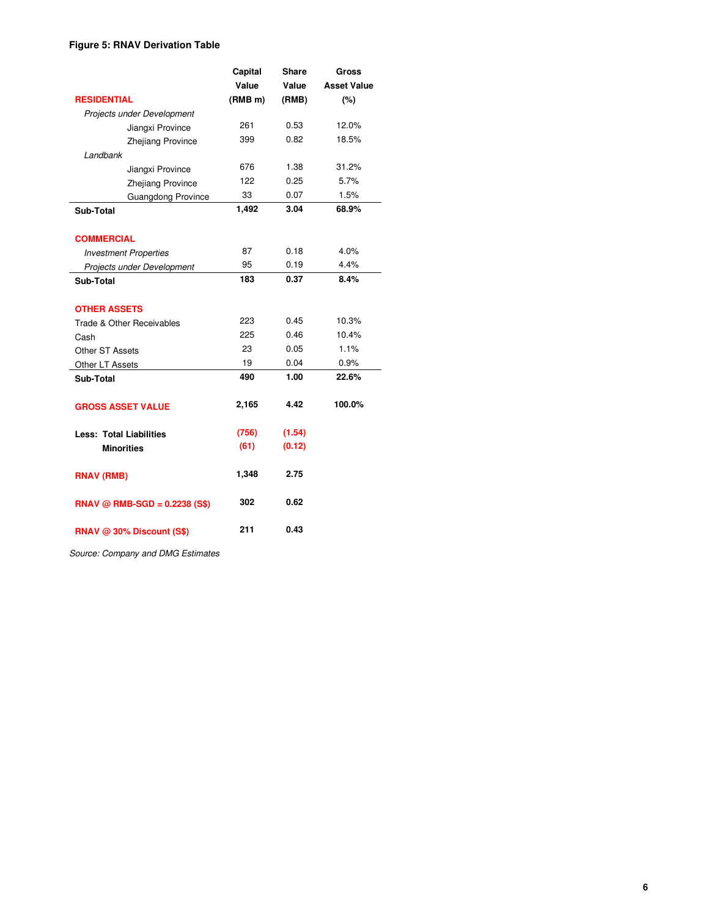**Figure 5: RNAV Derivation Table**

| | Capital Value (RMB m) | Share Value (RMB) | Gross Asset Value (%) |
|---|---|---|---|
| **RESIDENTIAL** | | | |
| *Projects under Development* | | | |
| Jiangxi Province | 261 | 0.53 | 12.0% |
| Zhejiang Province | 399 | 0.82 | 18.5% |
| *Landbank* | | | |
| Jiangxi Province | 676 | 1.38 | 31.2% |
| Zhejiang Province | 122 | 0.25 | 5.7% |
| Guangdong Province | 33 | 0.07 | 1.5% |
| **Sub-Total** | **1,492** | **3.04** | **68.9%** |
| | | | |
| **COMMERCIAL** | | | |
| *Investment Properties* | 87 | 0.18 | 4.0% |
| *Projects under Development* | 95 | 0.19 | 4.4% |
| **Sub-Total** | **183** | **0.37** | **8.4%** |
| | | | |
| **OTHER ASSETS** | | | |
| Trade & Other Receivables | 223 | 0.45 | 10.3% |
| Cash | 225 | 0.46 | 10.4% |
| Other ST Assets | 23 | 0.05 | 1.1% |
| Other LT Assets | 19 | 0.04 | 0.9% |
| **Sub-Total** | **490** | **1.00** | **22.6%** |
| | | | |
| **GROSS ASSET VALUE** | **2,165** | **4.42** | **100.0%** |
| | | | |
| **Less: Total Liabilities** | **(756)** | **(1.54)** | |
| **Minorities** | **(61)** | **(0.12)** | |
| | | | |
| **RNAV (RMB)** | **1,348** | **2.75** | |
| | | | |
| **RNAV @ RMB-SGD = 0.2238 (S$)** | **302** | **0.62** | |
| | | | |
| **RNAV @ 30% Discount (S$)** | **211** | **0.43** | |

*Source: Company and DMG Estimates*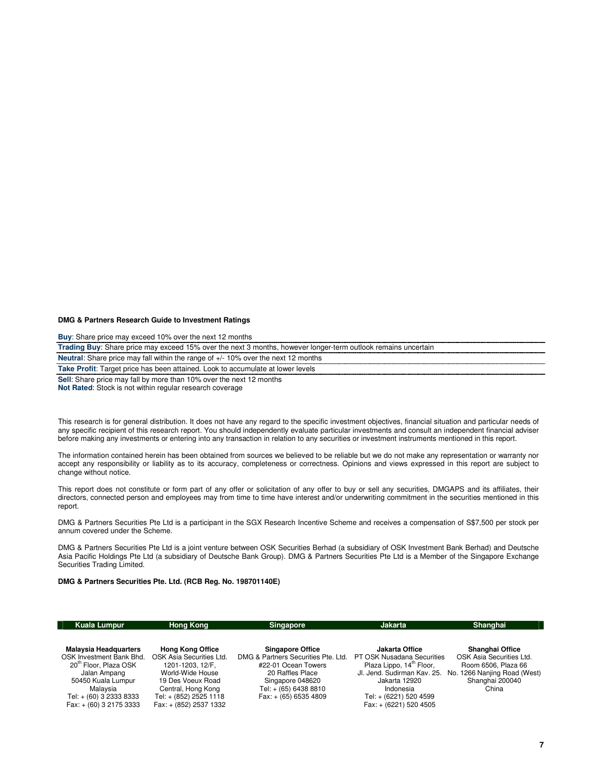**DMG & Partners Research Guide to Investment Ratings**

**Buy**: Share price may exceed 10% over the next 12 months

**Trading Buy**: Share price may exceed 15% over the next 3 months, however longer-term outlook remains uncertain

**Neutral**: Share price may fall within the range of +/- 10% over the next 12 months

**Take Profit**: Target price has been attained. Look to accumulate at lower levels

**Sell**: Share price may fall by more than 10% over the next 12 months

**Not Rated**: Stock is not within regular research coverage

This research is for general distribution. It does not have any regard to the specific investment objectives, financial situation and particular needs of any specific recipient of this research report. You should independently evaluate particular investments and consult an independent financial adviser before making any investments or entering into any transaction in relation to any securities or investment instruments mentioned in this report.

The information contained herein has been obtained from sources we believed to be reliable but we do not make any representation or warranty nor accept any responsibility or liability as to its accuracy, completeness or correctness. Opinions and views expressed in this report are subject to change without notice.

This report does not constitute or form part of any offer or solicitation of any offer to buy or sell any securities, DMGAPS and its affiliates, their directors, connected person and employees may from time to time have interest and/or underwriting commitment in the securities mentioned in this report.

DMG & Partners Securities Pte Ltd is a participant in the SGX Research Incentive Scheme and receives a compensation of S$7,500 per stock per annum covered under the Scheme.

DMG & Partners Securities Pte Ltd is a joint venture between OSK Securities Berhad (a subsidiary of OSK Investment Bank Berhad) and Deutsche Asia Pacific Holdings Pte Ltd (a subsidiary of Deutsche Bank Group). DMG & Partners Securities Pte Ltd is a Member of the Singapore Exchange Securities Trading Limited.

**DMG & Partners Securities Pte. Ltd. (RCB Reg. No. 198701140E)**

| Kuala Lumpur | Hong Kong | Singapore | Jakarta | Shanghai |
|---|---|---|---|---|
| **Malaysia Headquarters**<br>OSK Investment Bank Bhd.<br>20th Floor, Plaza OSK<br>Jalan Ampang<br>50450 Kuala Lumpur<br>Malaysia<br>Tel: + (60) 3 2333 8333<br>Fax: + (60) 3 2175 3333 | **Hong Kong Office**<br>OSK Asia Securities Ltd.<br>1201-1203, 12/F,<br>World-Wide House<br>19 Des Voeux Road<br>Central, Hong Kong<br>Tel: + (852) 2525 1118<br>Fax: + (852) 2537 1332 | **Singapore Office**<br>DMG & Partners Securities Pte. Ltd.<br>#22-01 Ocean Towers<br>20 Raffles Place<br>Singapore 048620<br>Tel: + (65) 6438 8810<br>Fax: + (65) 6535 4809 | **Jakarta Office**<br>PT OSK Nusadana Securities<br>Plaza Lippo, 14th Floor,<br>Jl. Jend. Sudirman Kav. 25.<br>Jakarta 12920<br>Indonesia<br>Tel: + (6221) 520 4599<br>Fax: + (6221) 520 4505 | **Shanghai Office**<br>OSK Asia Securities Ltd.<br>Room 6506, Plaza 66<br>No. 1266 Nanjing Road (West)<br>Shanghai 200040<br>China |